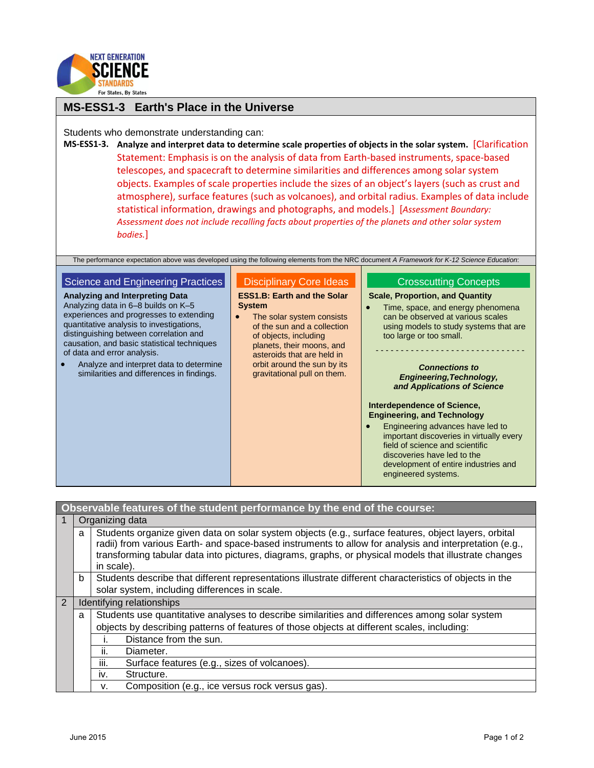NEXT GENERATION SCIENCE STANDARDS For States, By States

# MS-ESS1-3 Earth's Place in the Universe

Students who demonstrate understanding can:

**MS-ESS1-3. Analyze and interpret data to determine scale properties of objects in the solar system.** [Clarification Statement: Emphasis is on the analysis of data from Earth-based instruments, space-based telescopes, and spacecraft to determine similarities and differences among solar system objects. Examples of scale properties include the sizes of an object's layers (such as crust and atmosphere), surface features (such as volcanoes), and orbital radius. Examples of data include statistical information, drawings and photographs, and models.] [*Assessment Boundary: Assessment does not include recalling facts about properties of the planets and other solar system bodies.*]

The performance expectation above was developed using the following elements from the NRC document *A Framework for K-12 Science Education*:

## Science and Engineering Practices

**Analyzing and Interpreting Data**

Analyzing data in 6–8 builds on K–5 experiences and progresses to extending quantitative analysis to investigations, distinguishing between correlation and causation, and basic statistical techniques of data and error analysis.

- Analyze and interpret data to determine similarities and differences in findings.

## Disciplinary Core Ideas

**ESS1.B: Earth and the Solar System**

- The solar system consists of the sun and a collection of objects, including planets, their moons, and asteroids that are held in orbit around the sun by its gravitational pull on them.

## Crosscutting Concepts

**Scale, Proportion, and Quantity**

- Time, space, and energy phenomena can be observed at various scales using models to study systems that are too large or too small.

---

***Connections to Engineering, Technology, and Applications of Science***

**Interdependence of Science, Engineering, and Technology**

- Engineering advances have led to important discoveries in virtually every field of science and scientific discoveries have led to the development of entire industries and engineered systems.

## Observable features of the student performance by the end of the course:

| | | | |
|---|---|---|---|
| 1 | Organizing data | | |
| | a | Students organize given data on solar system objects (e.g., surface features, object layers, orbital radii) from various Earth- and space-based instruments to allow for analysis and interpretation (e.g., transforming tabular data into pictures, diagrams, graphs, or physical models that illustrate changes in scale). | |
| | b | Students describe that different representations illustrate different characteristics of objects in the solar system, including differences in scale. | |
| 2 | Identifying relationships | | |
| | a | Students use quantitative analyses to describe similarities and differences among solar system objects by describing patterns of features of those objects at different scales, including: | |
| | | i. | Distance from the sun. |
| | | ii. | Diameter. |
| | | iii. | Surface features (e.g., sizes of volcanoes). |
| | | iv. | Structure. |
| | | v. | Composition (e.g., ice versus rock versus gas). |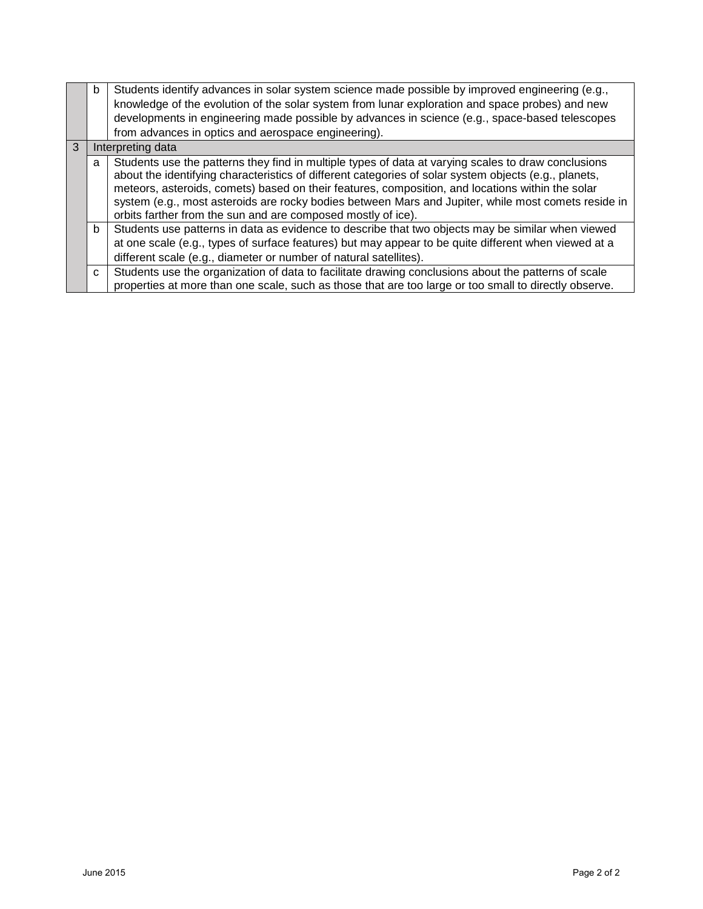| | | |
|---|---|---|
| | b | Students identify advances in solar system science made possible by improved engineering (e.g., knowledge of the evolution of the solar system from lunar exploration and space probes) and new developments in engineering made possible by advances in science (e.g., space-based telescopes from advances in optics and aerospace engineering). |
| 3 | Interpreting data | |
| | a | Students use the patterns they find in multiple types of data at varying scales to draw conclusions about the identifying characteristics of different categories of solar system objects (e.g., planets, meteors, asteroids, comets) based on their features, composition, and locations within the solar system (e.g., most asteroids are rocky bodies between Mars and Jupiter, while most comets reside in orbits farther from the sun and are composed mostly of ice). |
| | b | Students use patterns in data as evidence to describe that two objects may be similar when viewed at one scale (e.g., types of surface features) but may appear to be quite different when viewed at a different scale (e.g., diameter or number of natural satellites). |
| | c | Students use the organization of data to facilitate drawing conclusions about the patterns of scale properties at more than one scale, such as those that are too large or too small to directly observe. |

June 2015